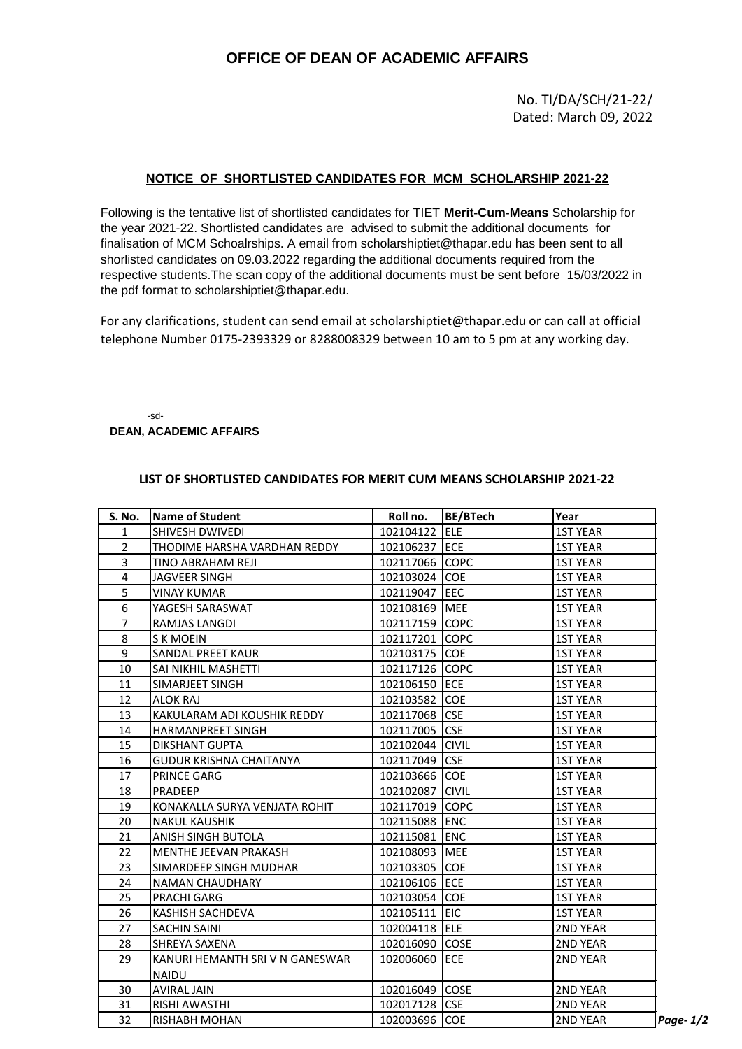# OFFICE OF DEAN OF ACADEMIC AFFAIRS

No. TI/DA/SCH/21-22/
Dated: March 09, 2022

## NOTICE OF SHORTLISTED CANDIDATES FOR MCM SCHOLARSHIP 2021-22

Following is the tentative list of shortlisted candidates for TIET **Merit-Cum-Means** Scholarship for the year 2021-22. Shortlisted candidates are advised to submit the additional documents for finalisation of MCM Schoalrships. A email from scholarshiptiet@thapar.edu has been sent to all shorlisted candidates on 09.03.2022 regarding the additional documents required from the respective students.The scan copy of the additional documents must be sent before 15/03/2022 in the pdf format to scholarshiptiet@thapar.edu.

For any clarifications, student can send email at scholarshiptiet@thapar.edu or can call at official telephone Number 0175-2393329 or 8288008329 between 10 am to 5 pm at any working day.

-sd-
**DEAN, ACADEMIC AFFAIRS**

### LIST OF SHORTLISTED CANDIDATES FOR MERIT CUM MEANS SCHOLARSHIP 2021-22

| S. No. | Name of Student | Roll no. | BE/BTech | Year |
|---|---|---|---|---|
| 1 | SHIVESH DWIVEDI | 102104122 | ELE | 1ST YEAR |
| 2 | THODIME HARSHA VARDHAN REDDY | 102106237 | ECE | 1ST YEAR |
| 3 | TINO ABRAHAM REJI | 102117066 | COPC | 1ST YEAR |
| 4 | JAGVEER SINGH | 102103024 | COE | 1ST YEAR |
| 5 | VINAY KUMAR | 102119047 | EEC | 1ST YEAR |
| 6 | YAGESH SARASWAT | 102108169 | MEE | 1ST YEAR |
| 7 | RAMJAS LANGDI | 102117159 | COPC | 1ST YEAR |
| 8 | S K MOEIN | 102117201 | COPC | 1ST YEAR |
| 9 | SANDAL PREET KAUR | 102103175 | COE | 1ST YEAR |
| 10 | SAI NIKHIL MASHETTI | 102117126 | COPC | 1ST YEAR |
| 11 | SIMARJEET SINGH | 102106150 | ECE | 1ST YEAR |
| 12 | ALOK RAJ | 102103582 | COE | 1ST YEAR |
| 13 | KAKULARAM ADI KOUSHIK REDDY | 102117068 | CSE | 1ST YEAR |
| 14 | HARMANPREET SINGH | 102117005 | CSE | 1ST YEAR |
| 15 | DIKSHANT GUPTA | 102102044 | CIVIL | 1ST YEAR |
| 16 | GUDUR KRISHNA CHAITANYA | 102117049 | CSE | 1ST YEAR |
| 17 | PRINCE GARG | 102103666 | COE | 1ST YEAR |
| 18 | PRADEEP | 102102087 | CIVIL | 1ST YEAR |
| 19 | KONAKALLA SURYA VENJATA ROHIT | 102117019 | COPC | 1ST YEAR |
| 20 | NAKUL KAUSHIK | 102115088 | ENC | 1ST YEAR |
| 21 | ANISH SINGH BUTOLA | 102115081 | ENC | 1ST YEAR |
| 22 | MENTHE JEEVAN PRAKASH | 102108093 | MEE | 1ST YEAR |
| 23 | SIMARDEEP SINGH MUDHAR | 102103305 | COE | 1ST YEAR |
| 24 | NAMAN CHAUDHARY | 102106106 | ECE | 1ST YEAR |
| 25 | PRACHI GARG | 102103054 | COE | 1ST YEAR |
| 26 | KASHISH SACHDEVA | 102105111 | EIC | 1ST YEAR |
| 27 | SACHIN SAINI | 102004118 | ELE | 2ND YEAR |
| 28 | SHREYA SAXENA | 102016090 | COSE | 2ND YEAR |
| 29 | KANURI HEMANTH SRI V N GANESWAR NAIDU | 102006060 | ECE | 2ND YEAR |
| 30 | AVIRAL JAIN | 102016049 | COSE | 2ND YEAR |
| 31 | RISHI AWASTHI | 102017128 | CSE | 2ND YEAR |
| 32 | RISHABH MOHAN | 102003696 | COE | 2ND YEAR |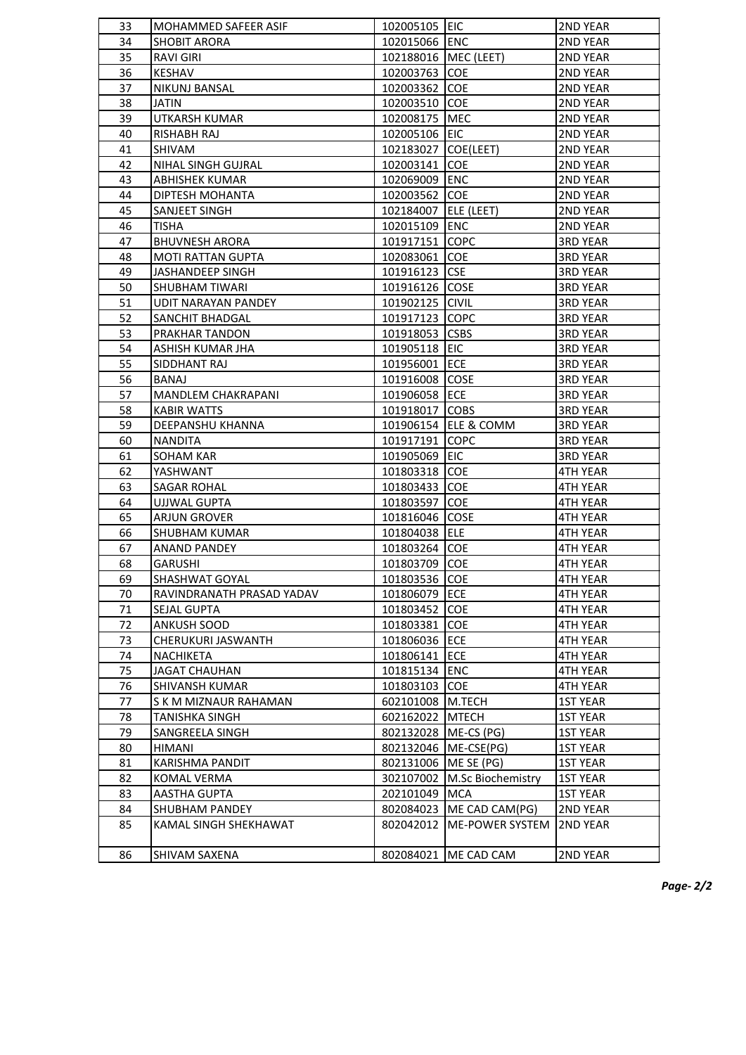| | | | | |
|---|---|---|---|---|
| 33 | MOHAMMED SAFEER ASIF | 102005105 | EIC | 2ND YEAR |
| 34 | SHOBIT ARORA | 102015066 | ENC | 2ND YEAR |
| 35 | RAVI GIRI | 102188016 | MEC (LEET) | 2ND YEAR |
| 36 | KESHAV | 102003763 | COE | 2ND YEAR |
| 37 | NIKUNJ BANSAL | 102003362 | COE | 2ND YEAR |
| 38 | JATIN | 102003510 | COE | 2ND YEAR |
| 39 | UTKARSH KUMAR | 102008175 | MEC | 2ND YEAR |
| 40 | RISHABH RAJ | 102005106 | EIC | 2ND YEAR |
| 41 | SHIVAM | 102183027 | COE(LEET) | 2ND YEAR |
| 42 | NIHAL SINGH GUJRAL | 102003141 | COE | 2ND YEAR |
| 43 | ABHISHEK KUMAR | 102069009 | ENC | 2ND YEAR |
| 44 | DIPTESH MOHANTA | 102003562 | COE | 2ND YEAR |
| 45 | SANJEET SINGH | 102184007 | ELE (LEET) | 2ND YEAR |
| 46 | TISHA | 102015109 | ENC | 2ND YEAR |
| 47 | BHUVNESH ARORA | 101917151 | COPC | 3RD YEAR |
| 48 | MOTI RATTAN GUPTA | 102083061 | COE | 3RD YEAR |
| 49 | JASHANDEEP SINGH | 101916123 | CSE | 3RD YEAR |
| 50 | SHUBHAM TIWARI | 101916126 | COSE | 3RD YEAR |
| 51 | UDIT NARAYAN PANDEY | 101902125 | CIVIL | 3RD YEAR |
| 52 | SANCHIT BHADGAL | 101917123 | COPC | 3RD YEAR |
| 53 | PRAKHAR TANDON | 101918053 | CSBS | 3RD YEAR |
| 54 | ASHISH KUMAR JHA | 101905118 | EIC | 3RD YEAR |
| 55 | SIDDHANT RAJ | 101956001 | ECE | 3RD YEAR |
| 56 | BANAJ | 101916008 | COSE | 3RD YEAR |
| 57 | MANDLEM CHAKRAPANI | 101906058 | ECE | 3RD YEAR |
| 58 | KABIR WATTS | 101918017 | COBS | 3RD YEAR |
| 59 | DEEPANSHU KHANNA | 101906154 | ELE & COMM | 3RD YEAR |
| 60 | NANDITA | 101917191 | COPC | 3RD YEAR |
| 61 | SOHAM KAR | 101905069 | EIC | 3RD YEAR |
| 62 | YASHWANT | 101803318 | COE | 4TH YEAR |
| 63 | SAGAR ROHAL | 101803433 | COE | 4TH YEAR |
| 64 | UJJWAL GUPTA | 101803597 | COE | 4TH YEAR |
| 65 | ARJUN GROVER | 101816046 | COSE | 4TH YEAR |
| 66 | SHUBHAM KUMAR | 101804038 | ELE | 4TH YEAR |
| 67 | ANAND PANDEY | 101803264 | COE | 4TH YEAR |
| 68 | GARUSHI | 101803709 | COE | 4TH YEAR |
| 69 | SHASHWAT GOYAL | 101803536 | COE | 4TH YEAR |
| 70 | RAVINDRANATH PRASAD YADAV | 101806079 | ECE | 4TH YEAR |
| 71 | SEJAL GUPTA | 101803452 | COE | 4TH YEAR |
| 72 | ANKUSH SOOD | 101803381 | COE | 4TH YEAR |
| 73 | CHERUKURI JASWANTH | 101806036 | ECE | 4TH YEAR |
| 74 | NACHIKETA | 101806141 | ECE | 4TH YEAR |
| 75 | JAGAT CHAUHAN | 101815134 | ENC | 4TH YEAR |
| 76 | SHIVANSH KUMAR | 101803103 | COE | 4TH YEAR |
| 77 | S K M MIZNAUR RAHAMAN | 602101008 | M.TECH | 1ST YEAR |
| 78 | TANISHKA SINGH | 602162022 | MTECH | 1ST YEAR |
| 79 | SANGREELA SINGH | 802132028 | ME-CS (PG) | 1ST YEAR |
| 80 | HIMANI | 802132046 | ME-CSE(PG) | 1ST YEAR |
| 81 | KARISHMA PANDIT | 802131006 | ME SE (PG) | 1ST YEAR |
| 82 | KOMAL VERMA | 302107002 | M.Sc Biochemistry | 1ST YEAR |
| 83 | AASTHA GUPTA | 202101049 | MCA | 1ST YEAR |
| 84 | SHUBHAM PANDEY | 802084023 | ME CAD CAM(PG) | 2ND YEAR |
| 85 | KAMAL SINGH SHEKHAWAT | 802042012 | ME-POWER SYSTEM | 2ND YEAR |
| 86 | SHIVAM SAXENA | 802084021 | ME CAD CAM | 2ND YEAR |